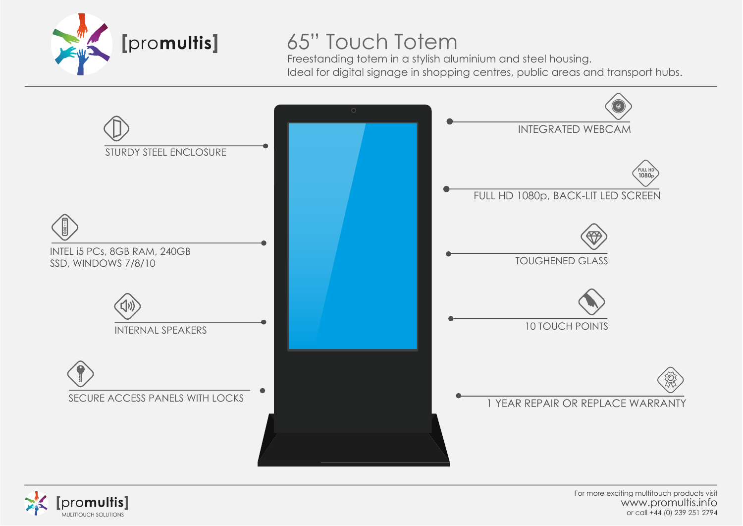[promultis]

# 65" Touch Totem

Freestanding totem in a stylish aluminium and steel housing.
Ideal for digital signage in shopping centres, public areas and transport hubs.

- STURDY STEEL ENCLOSURE
- INTEL i5 PCs, 8GB RAM, 240GB SSD, WINDOWS 7/8/10
- INTERNAL SPEAKERS
- SECURE ACCESS PANELS WITH LOCKS
- INTEGRATED WEBCAM
- FULL HD 1080p, BACK-LIT LED SCREEN
- TOUGHENED GLASS
- 10 TOUCH POINTS
- 1 YEAR REPAIR OR REPLACE WARRANTY

[promultis] MULTITOUCH SOLUTIONS

For more exciting multitouch products visit
www.promultis.info
or call +44 (0) 239 251 2794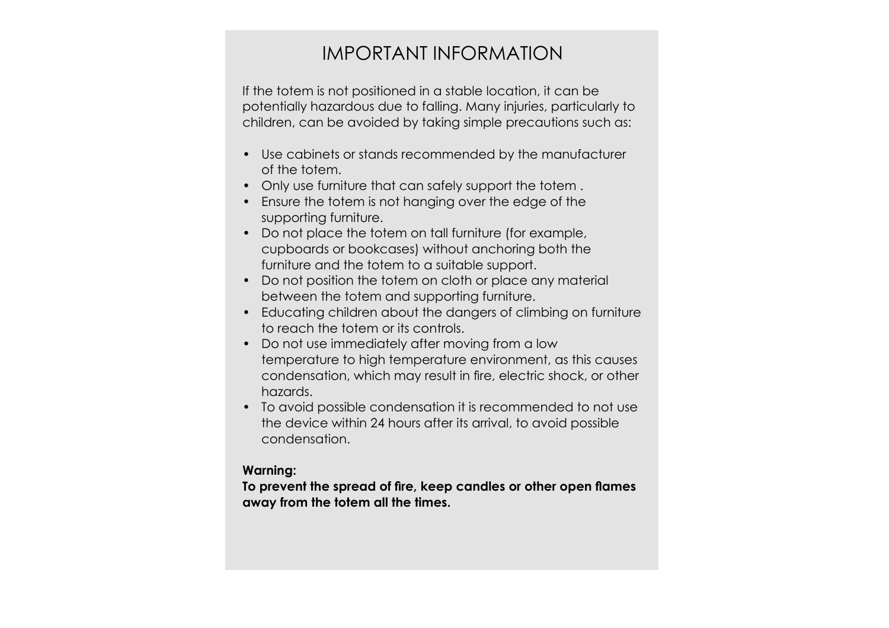# IMPORTANT INFORMATION

If the totem is not positioned in a stable location, it can be potentially hazardous due to falling. Many injuries, particularly to children, can be avoided by taking simple precautions such as:

- Use cabinets or stands recommended by the manufacturer of the totem.
- Only use furniture that can safely support the totem .
- Ensure the totem is not hanging over the edge of the supporting furniture.
- Do not place the totem on tall furniture (for example, cupboards or bookcases) without anchoring both the furniture and the totem to a suitable support.
- Do not position the totem on cloth or place any material between the totem and supporting furniture.
- Educating children about the dangers of climbing on furniture to reach the totem or its controls.
- Do not use immediately after moving from a low temperature to high temperature environment, as this causes condensation, which may result in fire, electric shock, or other hazards.
- To avoid possible condensation it is recommended to not use the device within 24 hours after its arrival, to avoid possible condensation.

**Warning:**
**To prevent the spread of fire, keep candles or other open flames away from the totem all the times.**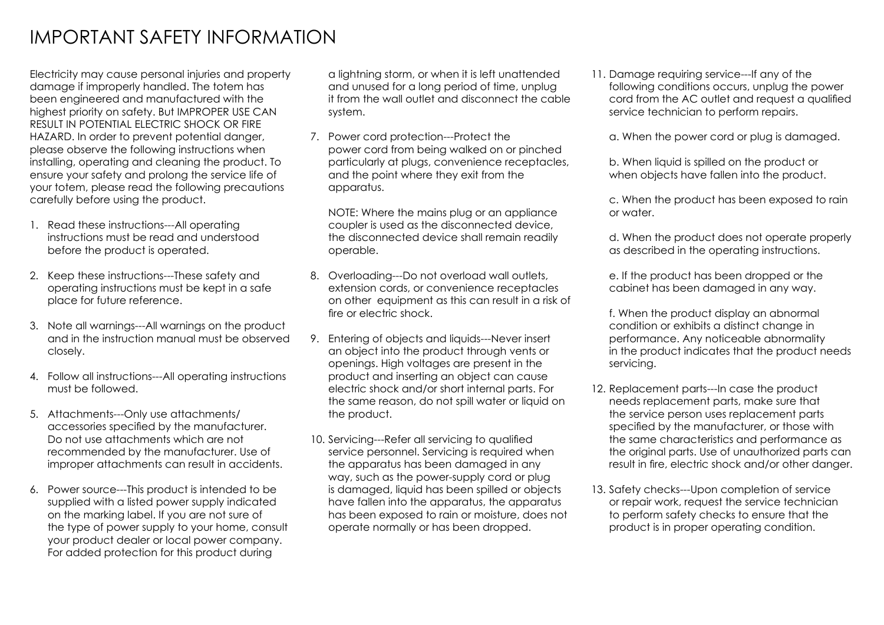# IMPORTANT SAFETY INFORMATION

Electricity may cause personal injuries and property damage if improperly handled. The totem has been engineered and manufactured with the highest priority on safety. But IMPROPER USE CAN RESULT IN POTENTIAL ELECTRIC SHOCK OR FIRE HAZARD. In order to prevent potential danger, please observe the following instructions when installing, operating and cleaning the product. To ensure your safety and prolong the service life of your totem, please read the following precautions carefully before using the product.

1. Read these instructions---All operating instructions must be read and understood before the product is operated.

2. Keep these instructions---These safety and operating instructions must be kept in a safe place for future reference.

3. Note all warnings---All warnings on the product and in the instruction manual must be observed closely.

4. Follow all instructions---All operating instructions must be followed.

5. Attachments---Only use attachments/ accessories specified by the manufacturer. Do not use attachments which are not recommended by the manufacturer. Use of improper attachments can result in accidents.

6. Power source---This product is intended to be supplied with a listed power supply indicated on the marking label. If you are not sure of the type of power supply to your home, consult your product dealer or local power company. For added protection for this product during a lightning storm, or when it is left unattended and unused for a long period of time, unplug it from the wall outlet and disconnect the cable system.

7. Power cord protection---Protect the power cord from being walked on or pinched particularly at plugs, convenience receptacles, and the point where they exit from the apparatus.

   NOTE: Where the mains plug or an appliance coupler is used as the disconnected device, the disconnected device shall remain readily operable.

8. Overloading---Do not overload wall outlets, extension cords, or convenience receptacles on other equipment as this can result in a risk of fire or electric shock.

9. Entering of objects and liquids---Never insert an object into the product through vents or openings. High voltages are present in the product and inserting an object can cause electric shock and/or short internal parts. For the same reason, do not spill water or liquid on the product.

10. Servicing---Refer all servicing to qualified service personnel. Servicing is required when the apparatus has been damaged in any way, such as the power-supply cord or plug is damaged, liquid has been spilled or objects have fallen into the apparatus, the apparatus has been exposed to rain or moisture, does not operate normally or has been dropped.

11. Damage requiring service---If any of the following conditions occurs, unplug the power cord from the AC outlet and request a qualified service technician to perform repairs.

    a. When the power cord or plug is damaged.

    b. When liquid is spilled on the product or when objects have fallen into the product.

    c. When the product has been exposed to rain or water.

    d. When the product does not operate properly as described in the operating instructions.

    e. If the product has been dropped or the cabinet has been damaged in any way.

    f. When the product display an abnormal condition or exhibits a distinct change in performance. Any noticeable abnormality in the product indicates that the product needs servicing.

12. Replacement parts---In case the product needs replacement parts, make sure that the service person uses replacement parts specified by the manufacturer, or those with the same characteristics and performance as the original parts. Use of unauthorized parts can result in fire, electric shock and/or other danger.

13. Safety checks---Upon completion of service or repair work, request the service technician to perform safety checks to ensure that the product is in proper operating condition.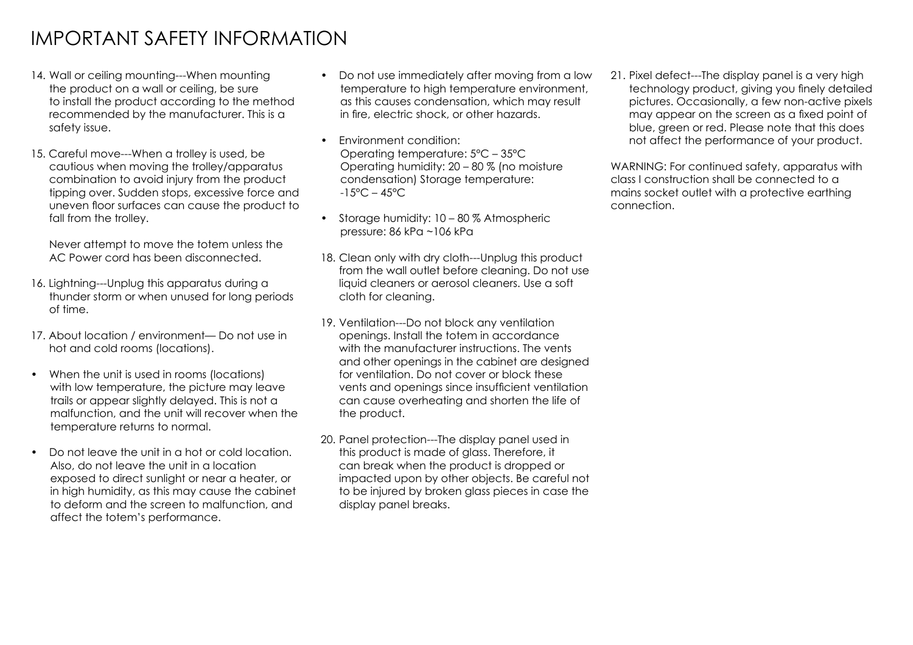# IMPORTANT SAFETY INFORMATION

14. Wall or ceiling mounting---When mounting the product on a wall or ceiling, be sure to install the product according to the method recommended by the manufacturer. This is a safety issue.

15. Careful move---When a trolley is used, be cautious when moving the trolley/apparatus combination to avoid injury from the product tipping over. Sudden stops, excessive force and uneven floor surfaces can cause the product to fall from the trolley.

    Never attempt to move the totem unless the AC Power cord has been disconnected.

16. Lightning---Unplug this apparatus during a thunder storm or when unused for long periods of time.

17. About location / environment— Do not use in hot and cold rooms (locations).

- When the unit is used in rooms (locations) with low temperature, the picture may leave trails or appear slightly delayed. This is not a malfunction, and the unit will recover when the temperature returns to normal.

- Do not leave the unit in a hot or cold location. Also, do not leave the unit in a location exposed to direct sunlight or near a heater, or in high humidity, as this may cause the cabinet to deform and the screen to malfunction, and affect the totem's performance.

- Do not use immediately after moving from a low temperature to high temperature environment, as this causes condensation, which may result in fire, electric shock, or other hazards.

- Environment condition:
  Operating temperature: 5°C – 35°C
  Operating humidity: 20 – 80 % (no moisture condensation) Storage temperature: -15°C – 45°C

- Storage humidity: 10 – 80 % Atmospheric pressure: 86 kPa ~106 kPa

18. Clean only with dry cloth---Unplug this product from the wall outlet before cleaning. Do not use liquid cleaners or aerosol cleaners. Use a soft cloth for cleaning.

19. Ventilation---Do not block any ventilation openings. Install the totem in accordance with the manufacturer instructions. The vents and other openings in the cabinet are designed for ventilation. Do not cover or block these vents and openings since insufficient ventilation can cause overheating and shorten the life of the product.

20. Panel protection---The display panel used in this product is made of glass. Therefore, it can break when the product is dropped or impacted upon by other objects. Be careful not to be injured by broken glass pieces in case the display panel breaks.

21. Pixel defect---The display panel is a very high technology product, giving you finely detailed pictures. Occasionally, a few non-active pixels may appear on the screen as a fixed point of blue, green or red. Please note that this does not affect the performance of your product.

WARNING: For continued safety, apparatus with class I construction shall be connected to a mains socket outlet with a protective earthing connection.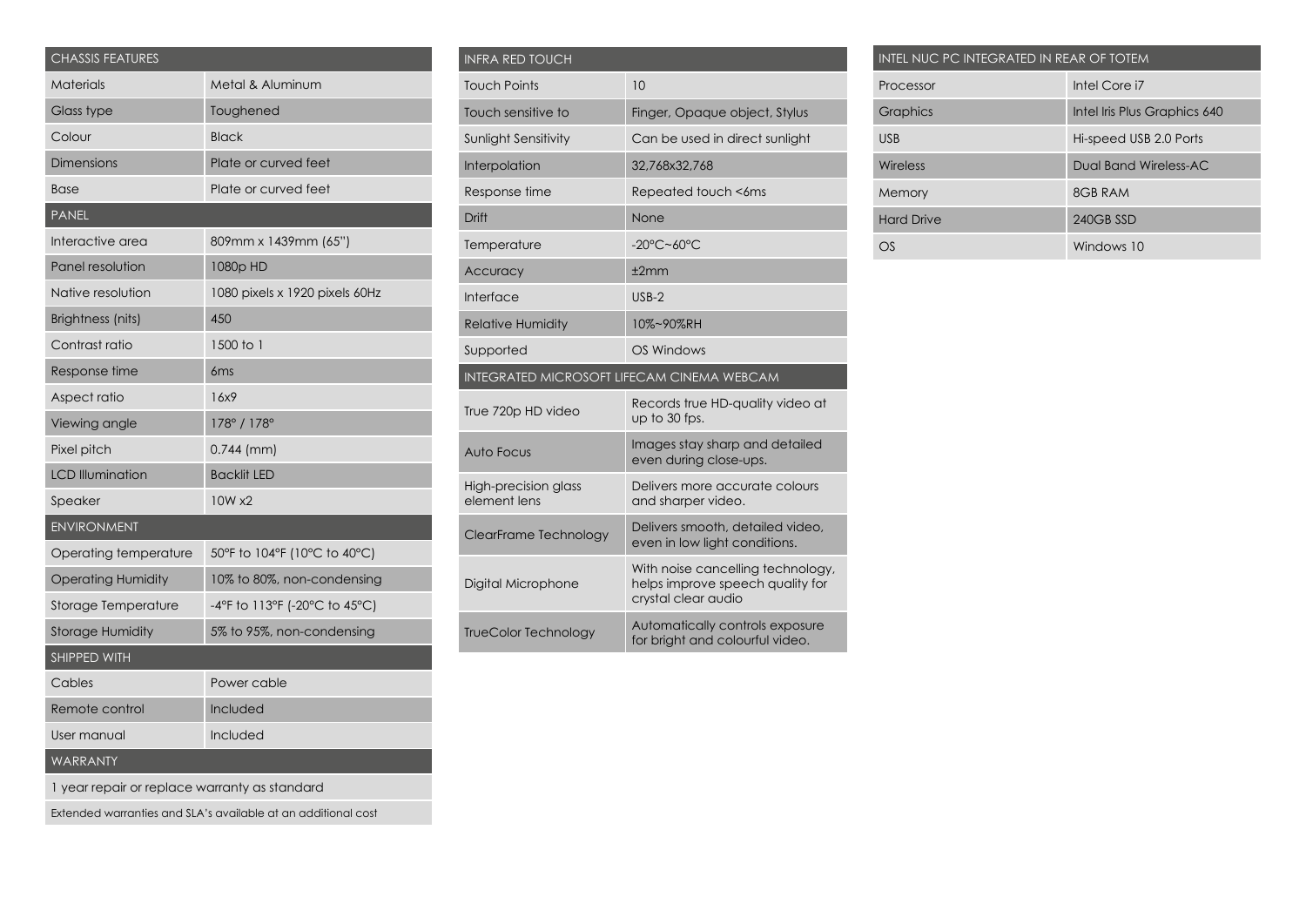| CHASSIS FEATURES | |
|---|---|
| Materials | Metal & Aluminum |
| Glass type | Toughened |
| Colour | Black |
| Dimensions | Plate or curved feet |
| Base | Plate or curved feet |
| **PANEL** | |
| Interactive area | 809mm x 1439mm (65") |
| Panel resolution | 1080p HD |
| Native resolution | 1080 pixels x 1920 pixels 60Hz |
| Brightness (nits) | 450 |
| Contrast ratio | 1500 to 1 |
| Response time | 6ms |
| Aspect ratio | 16x9 |
| Viewing angle | 178° / 178° |
| Pixel pitch | 0.744 (mm) |
| LCD Illumination | Backlit LED |
| Speaker | 10W x2 |
| **ENVIRONMENT** | |
| Operating temperature | 50°F to 104°F (10°C to 40°C) |
| Operating Humidity | 10% to 80%, non-condensing |
| Storage Temperature | -4°F to 113°F (-20°C to 45°C) |
| Storage Humidity | 5% to 95%, non-condensing |
| **SHIPPED WITH** | |
| Cables | Power cable |
| Remote control | Included |
| User manual | Included |
| **WARRANTY** | |
| 1 year repair or replace warranty as standard | |
| Extended warranties and SLA's available at an additional cost | |

| INFRA RED TOUCH | |
|---|---|
| Touch Points | 10 |
| Touch sensitive to | Finger, Opaque object, Stylus |
| Sunlight Sensitivity | Can be used in direct sunlight |
| Interpolation | 32,768x32,768 |
| Response time | Repeated touch <6ms |
| Drift | None |
| Temperature | -20°C~60°C |
| Accuracy | ±2mm |
| Interface | USB-2 |
| Relative Humidity | 10%~90%RH |
| Supported | OS Windows |
| **INTEGRATED MICROSOFT LIFECAM CINEMA WEBCAM** | |
| True 720p HD video | Records true HD-quality video at up to 30 fps. |
| Auto Focus | Images stay sharp and detailed even during close-ups. |
| High-precision glass element lens | Delivers more accurate colours and sharper video. |
| ClearFrame Technology | Delivers smooth, detailed video, even in low light conditions. |
| Digital Microphone | With noise cancelling technology, helps improve speech quality for crystal clear audio |
| TrueColor Technology | Automatically controls exposure for bright and colourful video. |

| INTEL NUC PC INTEGRATED IN REAR OF TOTEM | |
|---|---|
| Processor | Intel Core i7 |
| Graphics | Intel Iris Plus Graphics 640 |
| USB | Hi-speed USB 2.0 Ports |
| Wireless | Dual Band Wireless-AC |
| Memory | 8GB RAM |
| Hard Drive | 240GB SSD |
| OS | Windows 10 |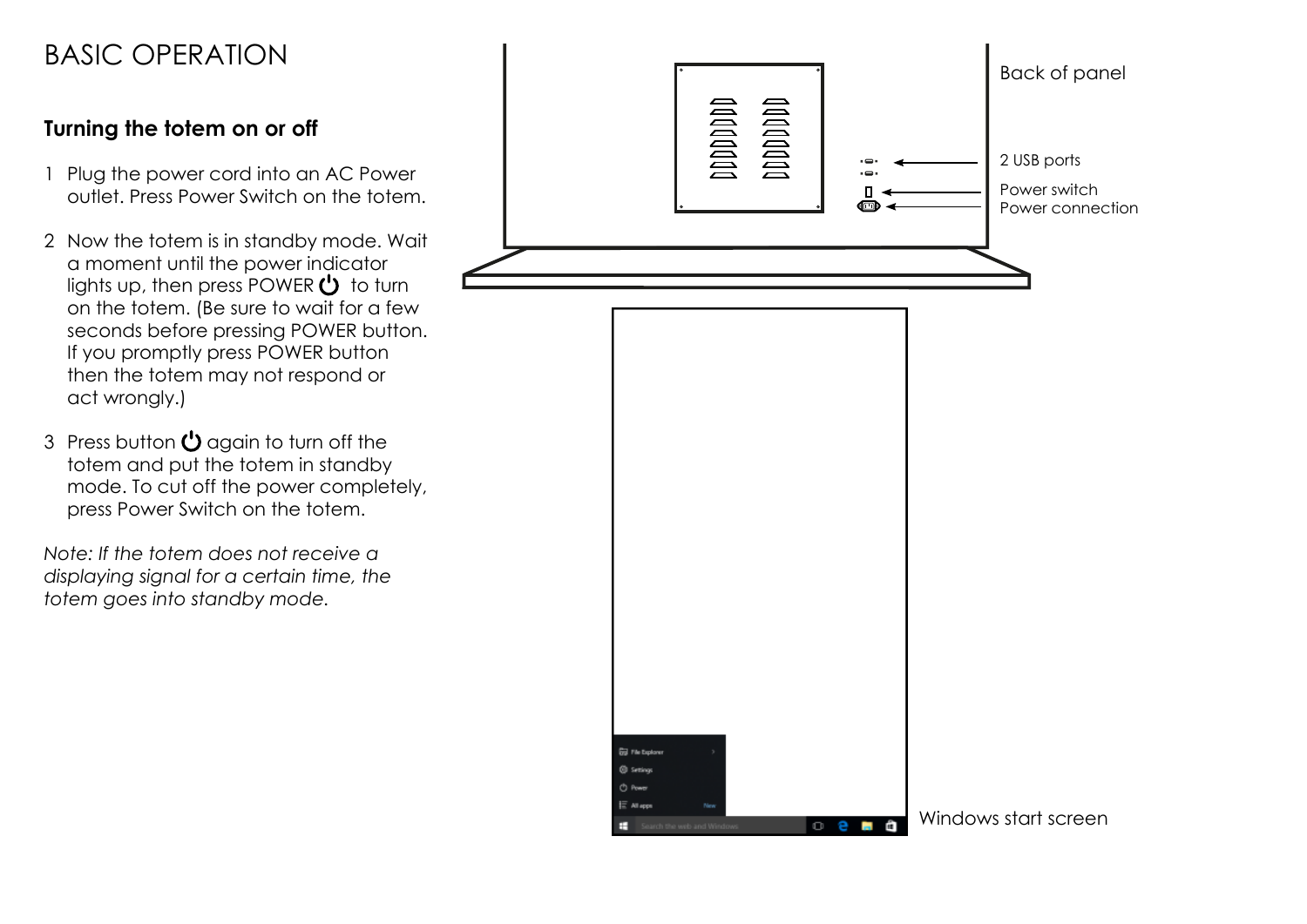# BASIC OPERATION

## Turning the totem on or off

1. Plug the power cord into an AC Power outlet. Press Power Switch on the totem.
2. Now the totem is in standby mode. Wait a moment until the power indicator lights up, then press POWER ⏻ to turn on the totem. (Be sure to wait for a few seconds before pressing POWER button. If you promptly press POWER button then the totem may not respond or act wrongly.)
3. Press button ⏻ again to turn off the totem and put the totem in standby mode. To cut off the power completely, press Power Switch on the totem.

*Note: If the totem does not receive a displaying signal for a certain time, the totem goes into standby mode.*

Back of panel

2 USB ports

Power switch

Power connection

Windows start screen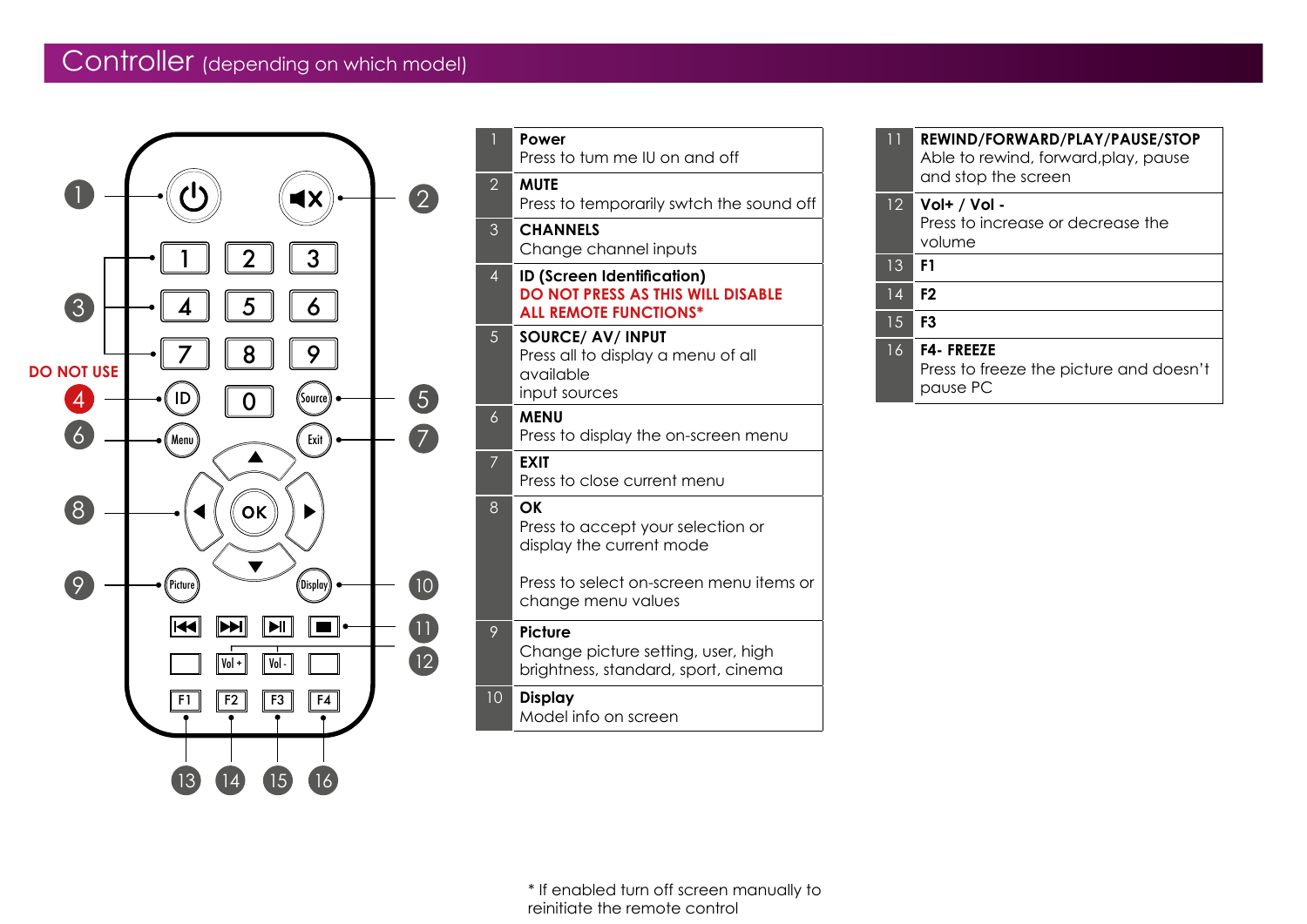# Controller (depending on which model)

DO NOT USE

| | |
|---|---|
| 1 | **Power**<br>Press to turn me IU on and off |
| 2 | **MUTE**<br>Press to temporarily swtch the sound off |
| 3 | **CHANNELS**<br>Change channel inputs |
| 4 | **ID (Screen Identification)**<br>**DO NOT PRESS AS THIS WILL DISABLE ALL REMOTE FUNCTIONS***  |
| 5 | **SOURCE/ AV/ INPUT**<br>Press all to display a menu of all available<br>input sources |
| 6 | **MENU**<br>Press to display the on-screen menu |
| 7 | **EXIT**<br>Press to close current menu |
| 8 | **OK**<br>Press to accept your selection or display the current mode<br><br>Press to select on-screen menu items or change menu values |
| 9 | **Picture**<br>Change picture setting, user, high brightness, standard, sport, cinema |
| 10 | **Display**<br>Model info on screen |

| | |
|---|---|
| 11 | **REWIND/FORWARD/PLAY/PAUSE/STOP**<br>Able to rewind, forward,play, pause and stop the screen |
| 12 | **Vol+ / Vol -**<br>Press to increase or decrease the volume |
| 13 | **F1** |
| 14 | **F2** |
| 15 | **F3** |
| 16 | **F4- FREEZE**<br>Press to freeze the picture and doesn't pause PC |

* If enabled turn off screen manually to reinitiate the remote control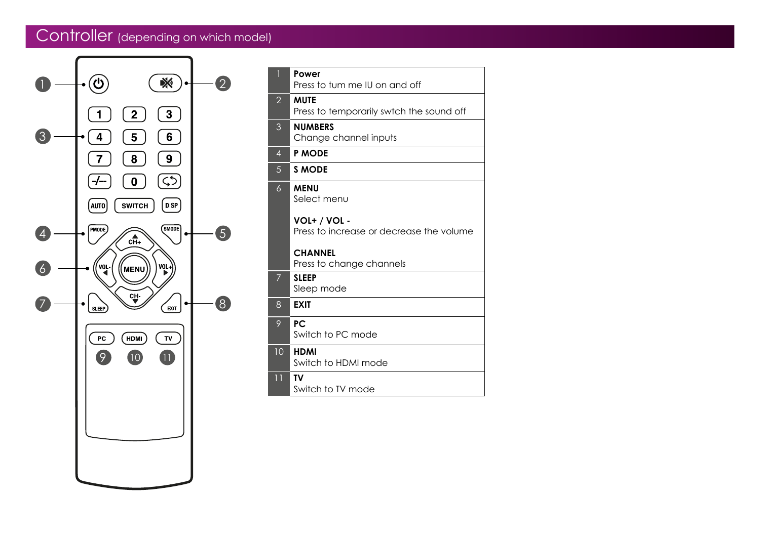# Controller (depending on which model)

| | |
|---|---|
| 1 | **Power**<br>Press to tum me IU on and off |
| 2 | **MUTE**<br>Press to temporarily swtch the sound off |
| 3 | **NUMBERS**<br>Change channel inputs |
| 4 | **P MODE** |
| 5 | **S MODE** |
| 6 | **MENU**<br>Select menu<br><br>**VOL+ / VOL -**<br>Press to increase or decrease the volume<br><br>**CHANNEL**<br>Press to change channels |
| 7 | **SLEEP**<br>Sleep mode |
| 8 | **EXIT** |
| 9 | **PC**<br>Switch to PC mode |
| 10 | **HDMI**<br>Switch to HDMI mode |
| 11 | **TV**<br>Switch to TV mode |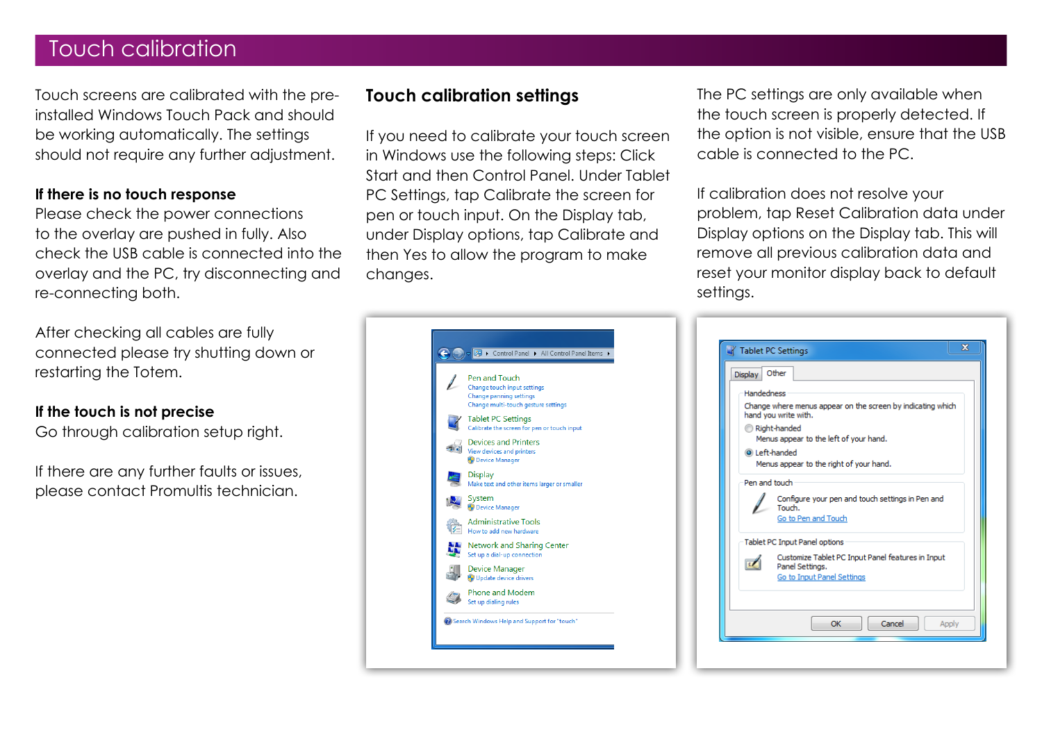# Touch calibration

Touch screens are calibrated with the pre-installed Windows Touch Pack and should be working automatically. The settings should not require any further adjustment.

**If there is no touch response**
Please check the power connections to the overlay are pushed in fully. Also check the USB cable is connected into the overlay and the PC, try disconnecting and re-connecting both.

After checking all cables are fully connected please try shutting down or restarting the Totem.

**If the touch is not precise**
Go through calibration setup right.

If there are any further faults or issues, please contact Promultis technician.

## Touch calibration settings

If you need to calibrate your touch screen in Windows use the following steps: Click Start and then Control Panel. Under Tablet PC Settings, tap Calibrate the screen for pen or touch input. On the Display tab, under Display options, tap Calibrate and then Yes to allow the program to make changes.

The PC settings are only available when the touch screen is properly detected. If the option is not visible, ensure that the USB cable is connected to the PC.

If calibration does not resolve your problem, tap Reset Calibration data under Display options on the Display tab. This will remove all previous calibration data and reset your monitor display back to default settings.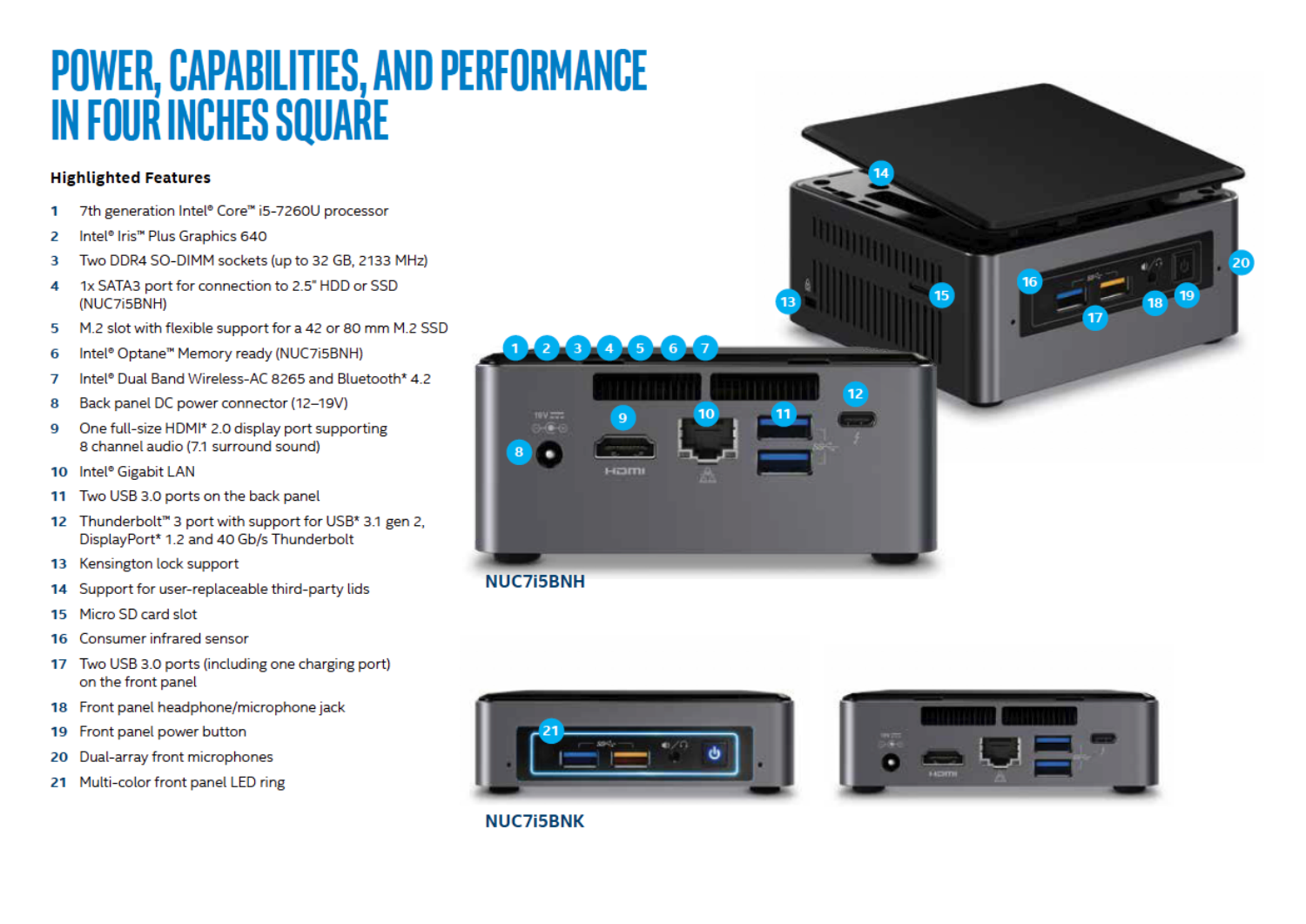# POWER, CAPABILITIES, AND PERFORMANCE IN FOUR INCHES SQUARE

### Highlighted Features

1. 7th generation Intel® Core™ i5-7260U processor
2. Intel® Iris™ Plus Graphics 640
3. Two DDR4 SO-DIMM sockets (up to 32 GB, 2133 MHz)
4. 1x SATA3 port for connection to 2.5" HDD or SSD (NUC7i5BNH)
5. M.2 slot with flexible support for a 42 or 80 mm M.2 SSD
6. Intel® Optane™ Memory ready (NUC7i5BNH)
7. Intel® Dual Band Wireless-AC 8265 and Bluetooth* 4.2
8. Back panel DC power connector (12–19V)
9. One full-size HDMI* 2.0 display port supporting 8 channel audio (7.1 surround sound)
10. Intel® Gigabit LAN
11. Two USB 3.0 ports on the back panel
12. Thunderbolt™ 3 port with support for USB* 3.1 gen 2, DisplayPort* 1.2 and 40 Gb/s Thunderbolt
13. Kensington lock support
14. Support for user-replaceable third-party lids
15. Micro SD card slot
16. Consumer infrared sensor
17. Two USB 3.0 ports (including one charging port) on the front panel
18. Front panel headphone/microphone jack
19. Front panel power button
20. Dual-array front microphones
21. Multi-color front panel LED ring

NUC7i5BNH

NUC7i5BNK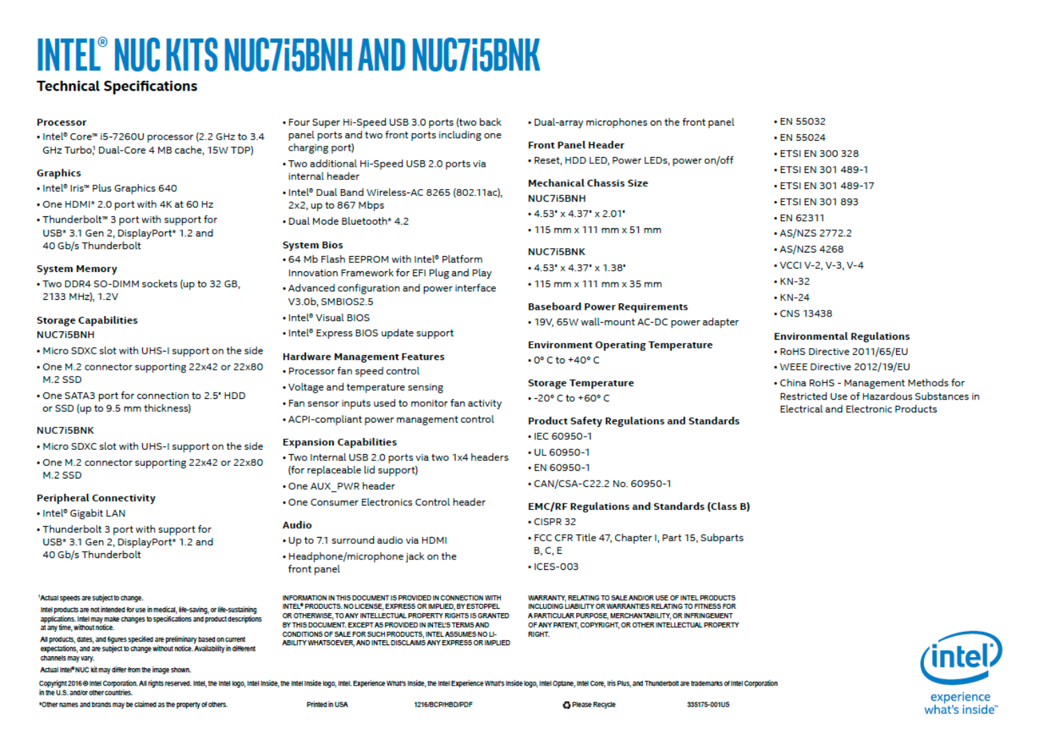# INTEL® NUC KITS NUC7i5BNH AND NUC7i5BNK

## Technical Specifications

**Processor**

- Intel® Core™ i5-7260U processor (2.2 GHz to 3.4 GHz Turbo,[1] Dual-Core 4 MB cache, 15W TDP)

**Graphics**

- Intel® Iris™ Plus Graphics 640
- One HDMI* 2.0 port with 4K at 60 Hz
- Thunderbolt™ 3 port with support for USB* 3.1 Gen 2, DisplayPort* 1.2 and 40 Gb/s Thunderbolt

**System Memory**

- Two DDR4 SO-DIMM sockets (up to 32 GB, 2133 MHz), 1.2V

**Storage Capabilities**

NUC7i5BNH

- Micro SDXC slot with UHS-I support on the side
- One M.2 connector supporting 22x42 or 22x80 M.2 SSD
- One SATA3 port for connection to 2.5" HDD or SSD (up to 9.5 mm thickness)

NUC7i5BNK

- Micro SDXC slot with UHS-I support on the side
- One M.2 connector supporting 22x42 or 22x80 M.2 SSD

**Peripheral Connectivity**

- Intel® Gigabit LAN
- Thunderbolt 3 port with support for USB* 3.1 Gen 2, DisplayPort* 1.2 and 40 Gb/s Thunderbolt
- Four Super Hi-Speed USB 3.0 ports (two back panel ports and two front ports including one charging port)
- Two additional Hi-Speed USB 2.0 ports via internal header
- Intel® Dual Band Wireless-AC 8265 (802.11ac), 2x2, up to 867 Mbps
- Dual Mode Bluetooth* 4.2

**System Bios**

- 64 Mb Flash EEPROM with Intel® Platform Innovation Framework for EFI Plug and Play
- Advanced configuration and power interface V3.0b, SMBIOS2.5
- Intel® Visual BIOS
- Intel® Express BIOS update support

**Hardware Management Features**

- Processor fan speed control
- Voltage and temperature sensing
- Fan sensor inputs used to monitor fan activity
- ACPI-compliant power management control

**Expansion Capabilities**

- Two Internal USB 2.0 ports via two 1x4 headers (for replaceable lid support)
- One AUX_PWR header
- One Consumer Electronics Control header

**Audio**

- Up to 7.1 surround audio via HDMI
- Headphone/microphone jack on the front panel
- Dual-array microphones on the front panel

**Front Panel Header**

- Reset, HDD LED, Power LEDs, power on/off

**Mechanical Chassis Size**

NUC7i5BNH

- 4.53" x 4.37" x 2.01"
- 115 mm x 111 mm x 51 mm

NUC7i5BNK

- 4.53" x 4.37" x 1.38"
- 115 mm x 111 mm x 35 mm

**Baseboard Power Requirements**

- 19V, 65W wall-mount AC-DC power adapter

**Environment Operating Temperature**

- 0° C to +40° C

**Storage Temperature**

- -20° C to +60° C

**Product Safety Regulations and Standards**

- IEC 60950-1
- UL 60950-1
- EN 60950-1
- CAN/CSA-C22.2 No. 60950-1

**EMC/RF Regulations and Standards (Class B)**

- CISPR 32
- FCC CFR Title 47, Chapter I, Part 15, Subparts B, C, E
- ICES-003
- EN 55032
- EN 55024
- ETSI EN 300 328
- ETSI EN 301 489-1
- ETSI EN 301 489-17
- ETSI EN 301 893
- EN 62311
- AS/NZS 2772.2
- AS/NZS 4268
- VCCI V-2, V-3, V-4
- KN-32
- KN-24
- CNS 13438

**Environmental Regulations**

- RoHS Directive 2011/65/EU
- WEEE Directive 2012/19/EU
- China RoHS - Management Methods for Restricted Use of Hazardous Substances in Electrical and Electronic Products

[1]Actual speeds are subject to change.

Intel products are not intended for use in medical, life-saving, or life-sustaining applications. Intel may make changes to specifications and product descriptions at any time, without notice.

All products, dates, and figures specified are preliminary based on current expectations, and are subject to change without notice. Availability in different channels may vary.

Actual Intel® NUC kit may differ from the image shown.

INFORMATION IN THIS DOCUMENT IS PROVIDED IN CONNECTION WITH INTEL® PRODUCTS. NO LICENSE, EXPRESS OR IMPLIED, BY ESTOPPEL OR OTHERWISE, TO ANY INTELLECTUAL PROPERTY RIGHTS IS GRANTED BY THIS DOCUMENT. EXCEPT AS PROVIDED IN INTEL'S TERMS AND CONDITIONS OF SALE FOR SUCH PRODUCTS, INTEL ASSUMES NO LIABILITY WHATSOEVER, AND INTEL DISCLAIMS ANY EXPRESS OR IMPLIED WARRANTY, RELATING TO SALE AND/OR USE OF INTEL PRODUCTS INCLUDING LIABILITY OR WARRANTIES RELATING TO FITNESS FOR A PARTICULAR PURPOSE, MERCHANTABILITY, OR INFRINGEMENT OF ANY PATENT, COPYRIGHT, OR OTHER INTELLECTUAL PROPERTY RIGHT.

Copyright 2016 © Intel Corporation. All rights reserved. Intel, the Intel logo, Intel Inside, the Intel Inside logo, Intel. Experience What's Inside, the Intel Experience What's Inside logo, Intel Optane, Intel Core, Iris Plus, and Thunderbolt are trademarks of Intel Corporation in the U.S. and/or other countries.

*Other names and brands may be claimed as the property of others.

Printed in USA 1216/BCP/HBD/PDF Please Recycle 335175-001US

intel experience what's inside™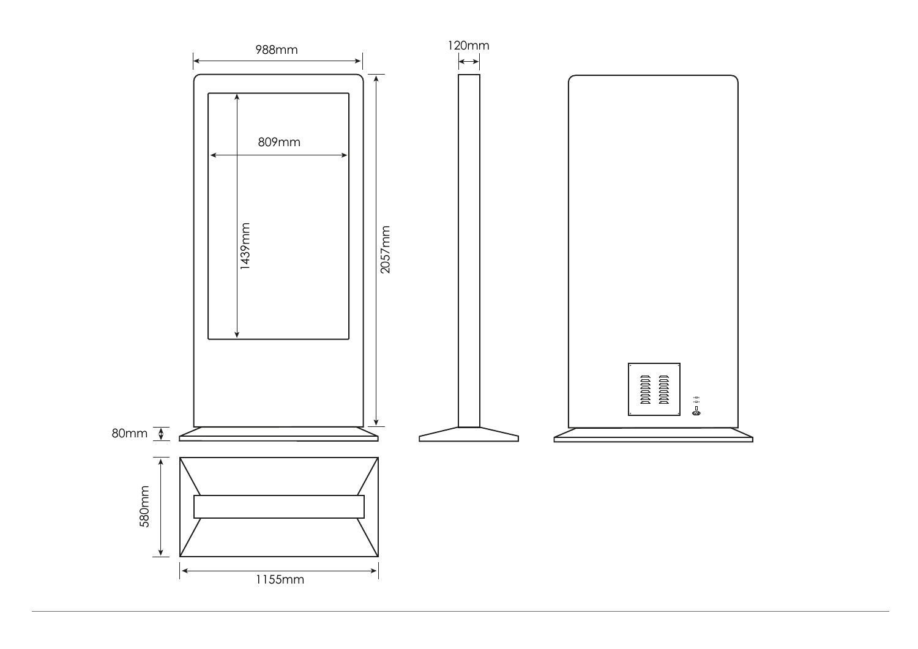988mm

120mm

809mm

1439mm

2057mm

80mm

580mm

1155mm